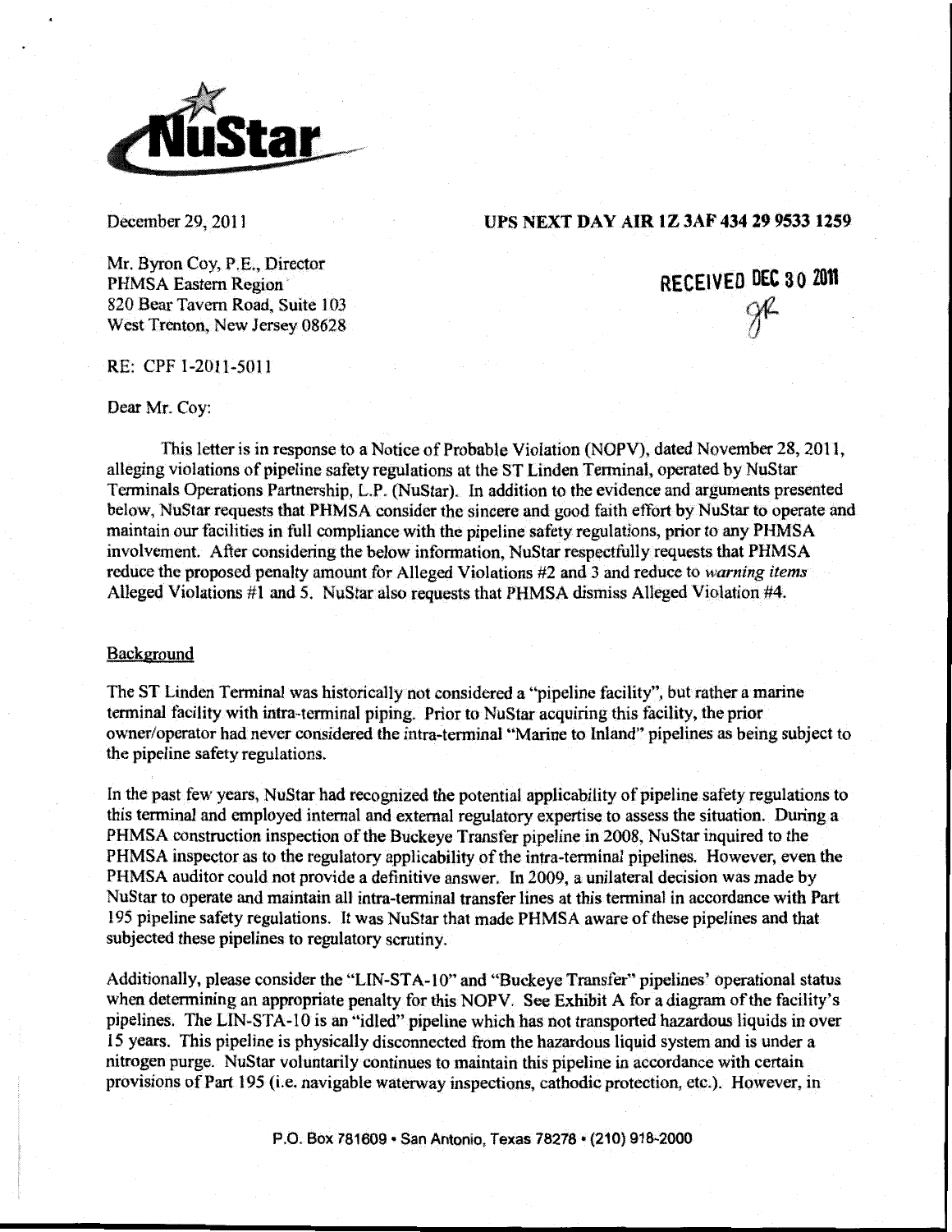December 29, 2011

**UPS NEXT DAY AIR 1Z 3AF 434 29 9533 1259**

Mr. Byron Coy, P.E., Director
PHMSA Eastern Region
820 Bear Tavern Road, Suite 103
West Trenton, New Jersey 08628

RECEIVED DEC 30 2011

RE: CPF 1-2011-5011

Dear Mr. Coy:

This letter is in response to a Notice of Probable Violation (NOPV), dated November 28, 2011, alleging violations of pipeline safety regulations at the ST Linden Terminal, operated by NuStar Terminals Operations Partnership, L.P. (NuStar). In addition to the evidence and arguments presented below, NuStar requests that PHMSA consider the sincere and good faith effort by NuStar to operate and maintain our facilities in full compliance with the pipeline safety regulations, prior to any PHMSA involvement. After considering the below information, NuStar respectfully requests that PHMSA reduce the proposed penalty amount for Alleged Violations #2 and 3 and reduce to *warning items* Alleged Violations #1 and 5. NuStar also requests that PHMSA dismiss Alleged Violation #4.

## Background

The ST Linden Terminal was historically not considered a "pipeline facility", but rather a marine terminal facility with intra-terminal piping. Prior to NuStar acquiring this facility, the prior owner/operator had never considered the intra-terminal "Marine to Inland" pipelines as being subject to the pipeline safety regulations.

In the past few years, NuStar had recognized the potential applicability of pipeline safety regulations to this terminal and employed internal and external regulatory expertise to assess the situation. During a PHMSA construction inspection of the Buckeye Transfer pipeline in 2008, NuStar inquired to the PHMSA inspector as to the regulatory applicability of the intra-terminal pipelines. However, even the PHMSA auditor could not provide a definitive answer. In 2009, a unilateral decision was made by NuStar to operate and maintain all intra-terminal transfer lines at this terminal in accordance with Part 195 pipeline safety regulations. It was NuStar that made PHMSA aware of these pipelines and that subjected these pipelines to regulatory scrutiny.

Additionally, please consider the "LIN-STA-10" and "Buckeye Transfer" pipelines' operational status when determining an appropriate penalty for this NOPV. See Exhibit A for a diagram of the facility's pipelines. The LIN-STA-10 is an "idled" pipeline which has not transported hazardous liquids in over 15 years. This pipeline is physically disconnected from the hazardous liquid system and is under a nitrogen purge. NuStar voluntarily continues to maintain this pipeline in accordance with certain provisions of Part 195 (i.e. navigable waterway inspections, cathodic protection, etc.). However, in

P.O. Box 781609 • San Antonio, Texas 78278 • (210) 918-2000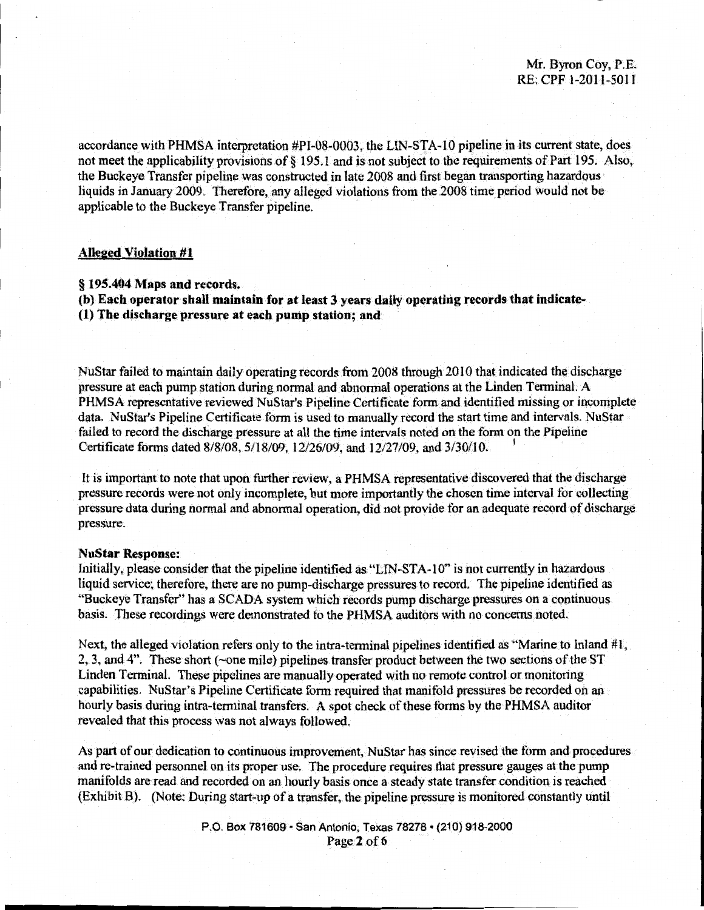accordance with PHMSA interpretation #PI-08-0003, the LIN-STA-10 pipeline in its current state, does not meet the applicability provisions of § 195.1 and is not subject to the requirements of Part 195. Also, the Buckeye Transfer pipeline was constructed in late 2008 and first began transporting hazardous liquids in January 2009. Therefore, any alleged violations from the 2008 time period would not be applicable to the Buckeye Transfer pipeline.

**Alleged Violation #1**

**§ 195.404 Maps and records.**
**(b) Each operator shall maintain for at least 3 years daily operating records that indicate-**
**(1) The discharge pressure at each pump station; and**

NuStar failed to maintain daily operating records from 2008 through 2010 that indicated the discharge pressure at each pump station during normal and abnormal operations at the Linden Terminal. A PHMSA representative reviewed NuStar's Pipeline Certificate form and identified missing or incomplete data. NuStar's Pipeline Certificate form is used to manually record the start time and intervals. NuStar failed to record the discharge pressure at all the time intervals noted on the form on the Pipeline Certificate forms dated 8/8/08, 5/18/09, 12/26/09, and 12/27/09, and 3/30/10.

It is important to note that upon further review, a PHMSA representative discovered that the discharge pressure records were not only incomplete, but more importantly the chosen time interval for collecting pressure data during normal and abnormal operation, did not provide for an adequate record of discharge pressure.

**NuStar Response:**
Initially, please consider that the pipeline identified as "LIN-STA-10" is not currently in hazardous liquid service; therefore, there are no pump-discharge pressures to record. The pipeline identified as "Buckeye Transfer" has a SCADA system which records pump discharge pressures on a continuous basis. These recordings were demonstrated to the PHMSA auditors with no concerns noted.

Next, the alleged violation refers only to the intra-terminal pipelines identified as "Marine to Inland #1, 2, 3, and 4". These short (~one mile) pipelines transfer product between the two sections of the ST Linden Terminal. These pipelines are manually operated with no remote control or monitoring capabilities. NuStar's Pipeline Certificate form required that manifold pressures be recorded on an hourly basis during intra-terminal transfers. A spot check of these forms by the PHMSA auditor revealed that this process was not always followed.

As part of our dedication to continuous improvement, NuStar has since revised the form and procedures and re-trained personnel on its proper use. The procedure requires that pressure gauges at the pump manifolds are read and recorded on an hourly basis once a steady state transfer condition is reached (Exhibit B). (Note: During start-up of a transfer, the pipeline pressure is monitored constantly until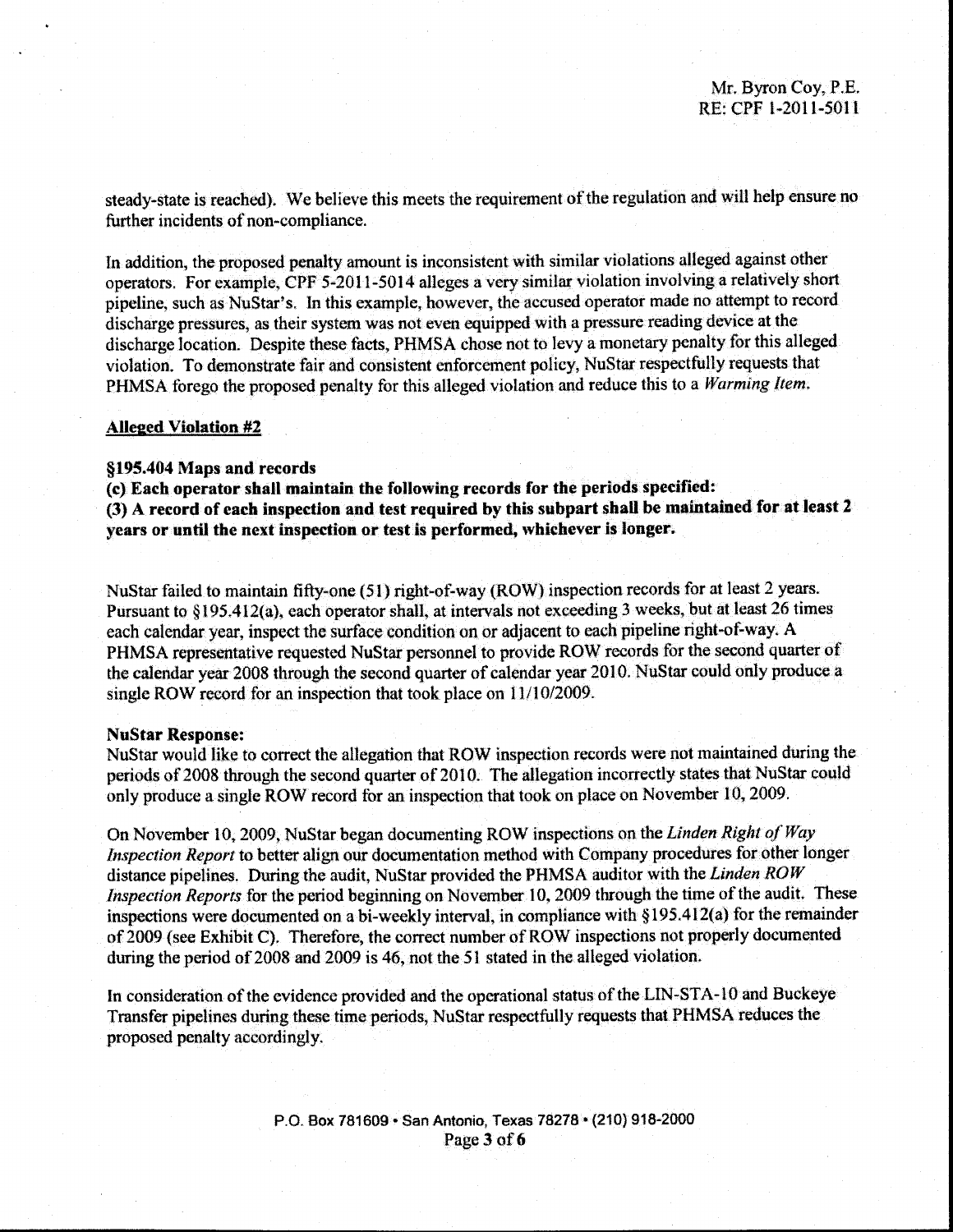steady-state is reached). We believe this meets the requirement of the regulation and will help ensure no further incidents of non-compliance.

In addition, the proposed penalty amount is inconsistent with similar violations alleged against other operators. For example, CPF 5-2011-5014 alleges a very similar violation involving a relatively short pipeline, such as NuStar's. In this example, however, the accused operator made no attempt to record discharge pressures, as their system was not even equipped with a pressure reading device at the discharge location. Despite these facts, PHMSA chose not to levy a monetary penalty for this alleged violation. To demonstrate fair and consistent enforcement policy, NuStar respectfully requests that PHMSA forego the proposed penalty for this alleged violation and reduce this to a *Warming Item*.

**Alleged Violation #2**

**§195.404 Maps and records**

**(c) Each operator shall maintain the following records for the periods specified:**
**(3) A record of each inspection and test required by this subpart shall be maintained for at least 2 years or until the next inspection or test is performed, whichever is longer.**

NuStar failed to maintain fifty-one (51) right-of-way (ROW) inspection records for at least 2 years. Pursuant to §195.412(a), each operator shall, at intervals not exceeding 3 weeks, but at least 26 times each calendar year, inspect the surface condition on or adjacent to each pipeline right-of-way. A PHMSA representative requested NuStar personnel to provide ROW records for the second quarter of the calendar year 2008 through the second quarter of calendar year 2010. NuStar could only produce a single ROW record for an inspection that took place on 11/10/2009.

**NuStar Response:**
NuStar would like to correct the allegation that ROW inspection records were not maintained during the periods of 2008 through the second quarter of 2010. The allegation incorrectly states that NuStar could only produce a single ROW record for an inspection that took on place on November 10, 2009.

On November 10, 2009, NuStar began documenting ROW inspections on the *Linden Right of Way Inspection Report* to better align our documentation method with Company procedures for other longer distance pipelines. During the audit, NuStar provided the PHMSA auditor with the *Linden ROW Inspection Reports* for the period beginning on November 10, 2009 through the time of the audit. These inspections were documented on a bi-weekly interval, in compliance with §195.412(a) for the remainder of 2009 (see Exhibit C). Therefore, the correct number of ROW inspections not properly documented during the period of 2008 and 2009 is 46, not the 51 stated in the alleged violation.

In consideration of the evidence provided and the operational status of the LIN-STA-10 and Buckeye Transfer pipelines during these time periods, NuStar respectfully requests that PHMSA reduces the proposed penalty accordingly.

P.O. Box 781609 • San Antonio, Texas 78278 • (210) 918-2000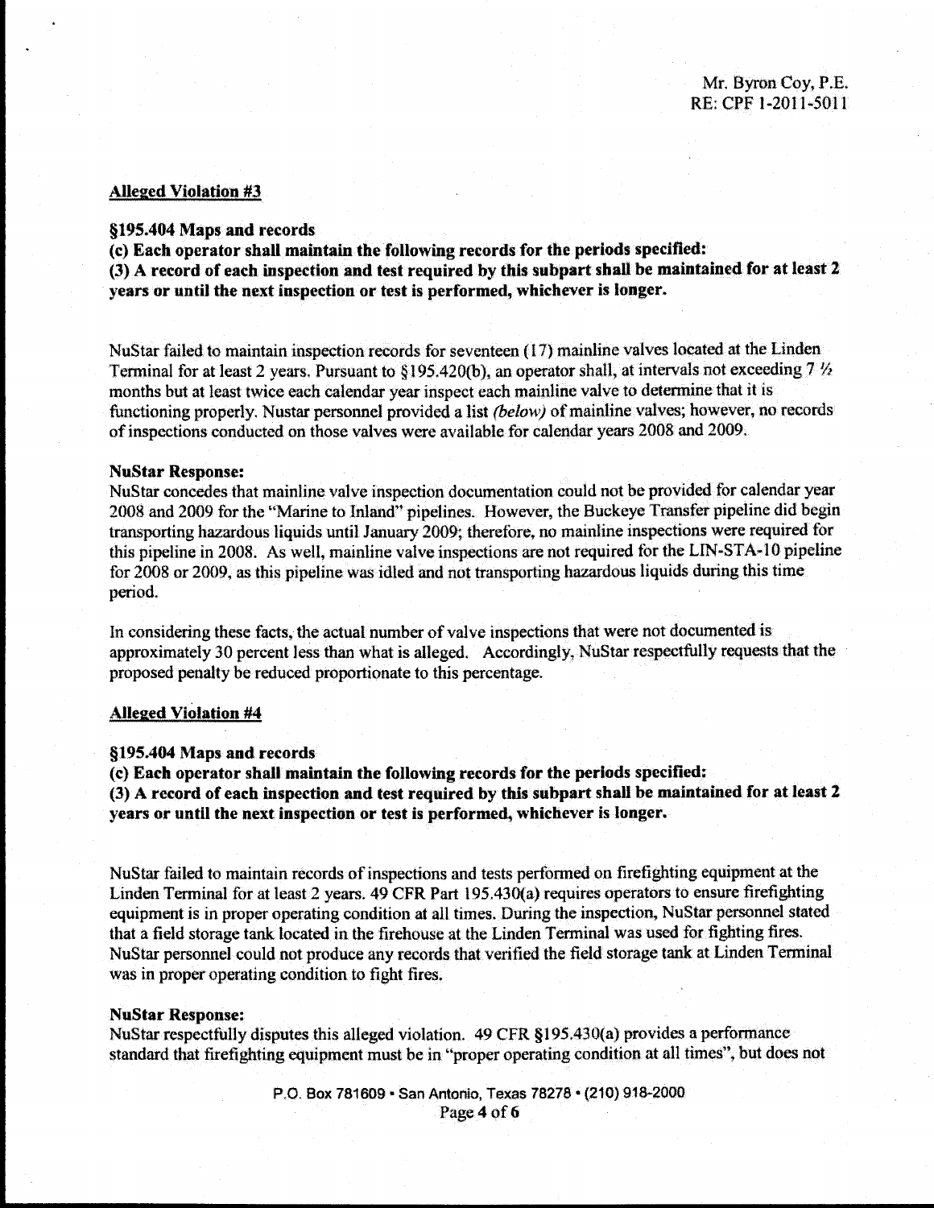Mr. Byron Coy, P.E.
RE: CPF 1-2011-5011

**Alleged Violation #3**

**§195.404 Maps and records**

**(c) Each operator shall maintain the following records for the periods specified:**

**(3) A record of each inspection and test required by this subpart shall be maintained for at least 2 years or until the next inspection or test is performed, whichever is longer.**

NuStar failed to maintain inspection records for seventeen (17) mainline valves located at the Linden Terminal for at least 2 years. Pursuant to §195.420(b), an operator shall, at intervals not exceeding 7 ½ months but at least twice each calendar year inspect each mainline valve to determine that it is functioning properly. Nustar personnel provided a list *(below)* of mainline valves; however, no records of inspections conducted on those valves were available for calendar years 2008 and 2009.

**NuStar Response:**

NuStar concedes that mainline valve inspection documentation could not be provided for calendar year 2008 and 2009 for the "Marine to Inland" pipelines. However, the Buckeye Transfer pipeline did begin transporting hazardous liquids until January 2009; therefore, no mainline inspections were required for this pipeline in 2008. As well, mainline valve inspections are not required for the LIN-STA-10 pipeline for 2008 or 2009, as this pipeline was idled and not transporting hazardous liquids during this time period.

In considering these facts, the actual number of valve inspections that were not documented is approximately 30 percent less than what is alleged. Accordingly, NuStar respectfully requests that the proposed penalty be reduced proportionate to this percentage.

**Alleged Violation #4**

**§195.404 Maps and records**

**(c) Each operator shall maintain the following records for the periods specified:**

**(3) A record of each inspection and test required by this subpart shall be maintained for at least 2 years or until the next inspection or test is performed, whichever is longer.**

NuStar failed to maintain records of inspections and tests performed on firefighting equipment at the Linden Terminal for at least 2 years. 49 CFR Part 195.430(a) requires operators to ensure firefighting equipment is in proper operating condition at all times. During the inspection, NuStar personnel stated that a field storage tank located in the firehouse at the Linden Terminal was used for fighting fires. NuStar personnel could not produce any records that verified the field storage tank at Linden Terminal was in proper operating condition to fight fires.

**NuStar Response:**

NuStar respectfully disputes this alleged violation. 49 CFR §195.430(a) provides a performance standard that firefighting equipment must be in "proper operating condition at all times", but does not

P.O. Box 781609 • San Antonio, Texas 78278 • (210) 918-2000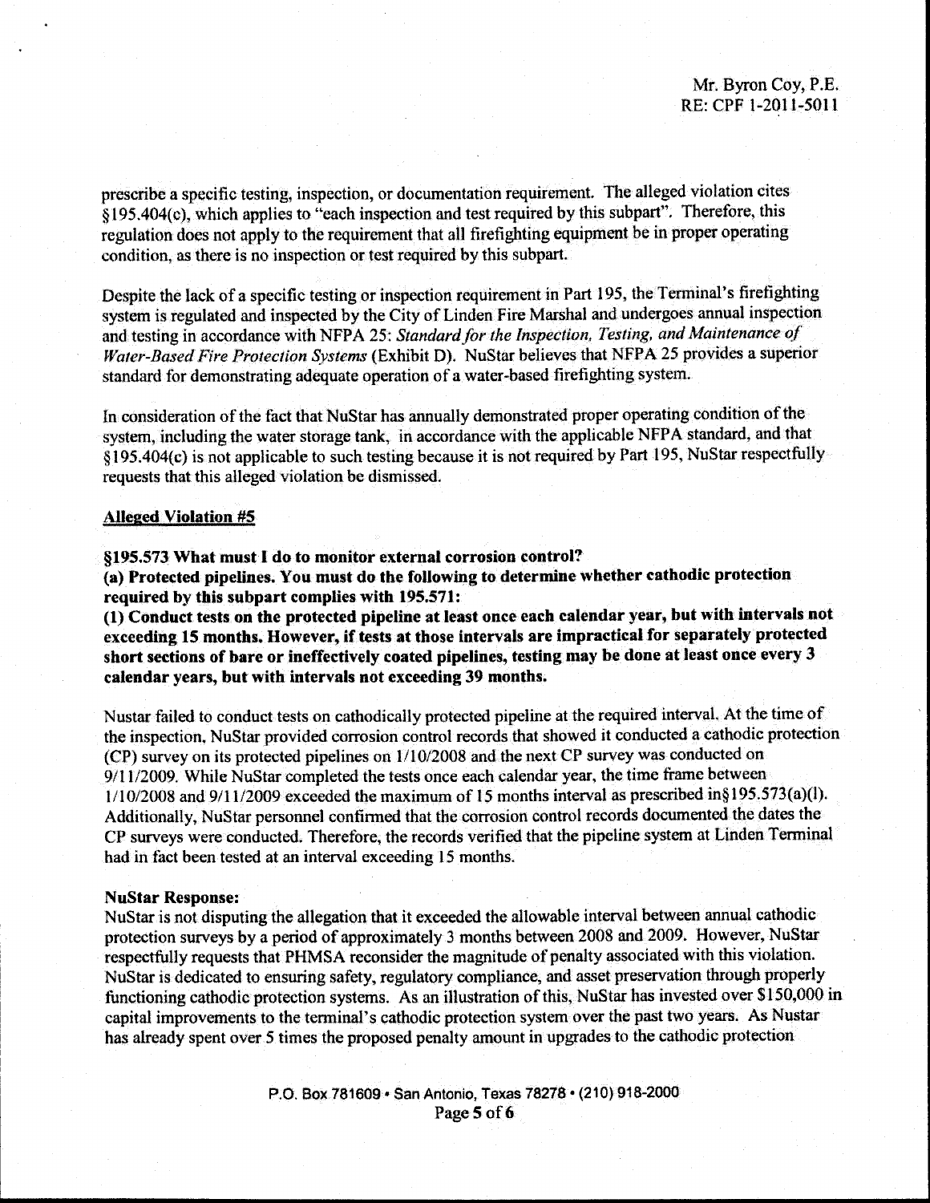prescribe a specific testing, inspection, or documentation requirement. The alleged violation cites §195.404(c), which applies to "each inspection and test required by this subpart". Therefore, this regulation does not apply to the requirement that all firefighting equipment be in proper operating condition, as there is no inspection or test required by this subpart.

Despite the lack of a specific testing or inspection requirement in Part 195, the Terminal's firefighting system is regulated and inspected by the City of Linden Fire Marshal and undergoes annual inspection and testing in accordance with NFPA 25: *Standard for the Inspection, Testing, and Maintenance of Water-Based Fire Protection Systems* (Exhibit D). NuStar believes that NFPA 25 provides a superior standard for demonstrating adequate operation of a water-based firefighting system.

In consideration of the fact that NuStar has annually demonstrated proper operating condition of the system, including the water storage tank, in accordance with the applicable NFPA standard, and that §195.404(c) is not applicable to such testing because it is not required by Part 195, NuStar respectfully requests that this alleged violation be dismissed.

## Alleged Violation #5

**§195.573 What must I do to monitor external corrosion control?**

**(a) Protected pipelines. You must do the following to determine whether cathodic protection required by this subpart complies with 195.571:**

**(1) Conduct tests on the protected pipeline at least once each calendar year, but with intervals not exceeding 15 months. However, if tests at those intervals are impractical for separately protected short sections of bare or ineffectively coated pipelines, testing may be done at least once every 3 calendar years, but with intervals not exceeding 39 months.**

Nustar failed to conduct tests on cathodically protected pipeline at the required interval. At the time of the inspection, NuStar provided corrosion control records that showed it conducted a cathodic protection (CP) survey on its protected pipelines on 1/10/2008 and the next CP survey was conducted on 9/11/2009. While NuStar completed the tests once each calendar year, the time frame between 1/10/2008 and 9/11/2009 exceeded the maximum of 15 months interval as prescribed in§195.573(a)(l). Additionally, NuStar personnel confirmed that the corrosion control records documented the dates the CP surveys were conducted. Therefore, the records verified that the pipeline system at Linden Terminal had in fact been tested at an interval exceeding 15 months.

**NuStar Response:**

NuStar is not disputing the allegation that it exceeded the allowable interval between annual cathodic protection surveys by a period of approximately 3 months between 2008 and 2009. However, NuStar respectfully requests that PHMSA reconsider the magnitude of penalty associated with this violation. NuStar is dedicated to ensuring safety, regulatory compliance, and asset preservation through properly functioning cathodic protection systems. As an illustration of this, NuStar has invested over $150,000 in capital improvements to the terminal's cathodic protection system over the past two years. As Nustar has already spent over 5 times the proposed penalty amount in upgrades to the cathodic protection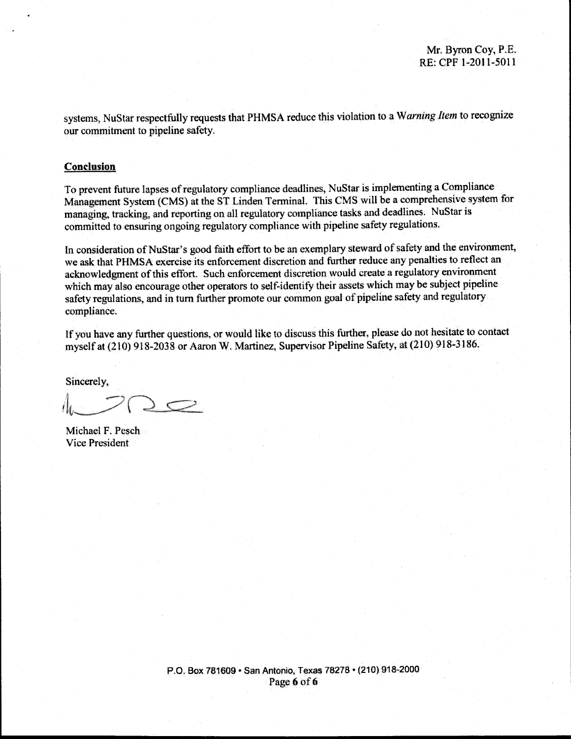systems, NuStar respectfully requests that PHMSA reduce this violation to a *Warning Item* to recognize our commitment to pipeline safety.

**Conclusion**

To prevent future lapses of regulatory compliance deadlines, NuStar is implementing a Compliance Management System (CMS) at the ST Linden Terminal. This CMS will be a comprehensive system for managing, tracking, and reporting on all regulatory compliance tasks and deadlines. NuStar is committed to ensuring ongoing regulatory compliance with pipeline safety regulations.

In consideration of NuStar's good faith effort to be an exemplary steward of safety and the environment, we ask that PHMSA exercise its enforcement discretion and further reduce any penalties to reflect an acknowledgment of this effort. Such enforcement discretion would create a regulatory environment which may also encourage other operators to self-identify their assets which may be subject pipeline safety regulations, and in turn further promote our common goal of pipeline safety and regulatory compliance.

If you have any further questions, or would like to discuss this further, please do not hesitate to contact myself at (210) 918-2038 or Aaron W. Martinez, Supervisor Pipeline Safety, at (210) 918-3186.

Sincerely,

Michael F. Pesch
Vice President

P.O. Box 781609 • San Antonio, Texas 78278 • (210) 918-2000